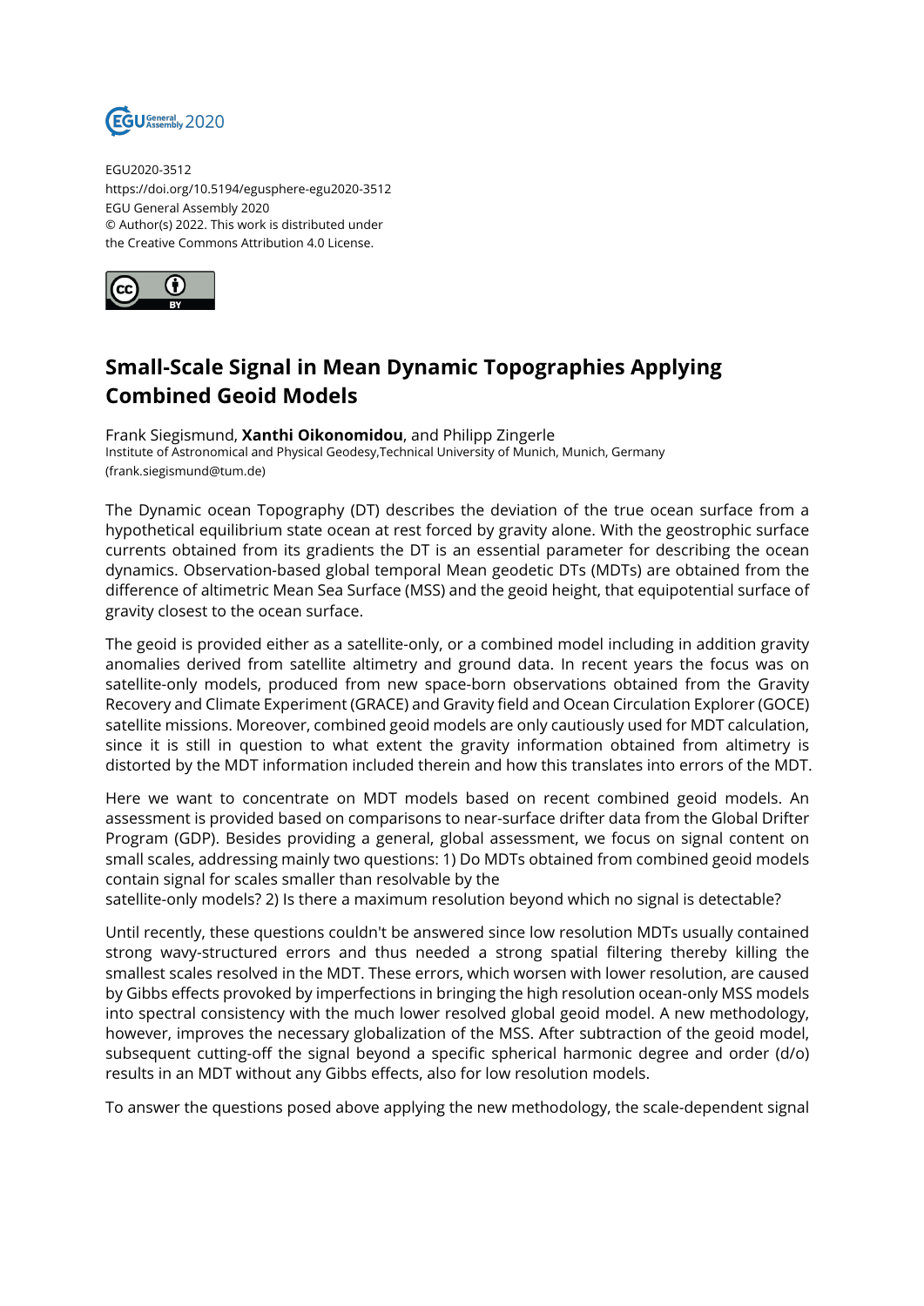EGU2020-3512
https://doi.org/10.5194/egusphere-egu2020-3512
EGU General Assembly 2020
© Author(s) 2022. This work is distributed under
the Creative Commons Attribution 4.0 License.

# Small-Scale Signal in Mean Dynamic Topographies Applying Combined Geoid Models

Frank Siegismund, **Xanthi Oikonomidou**, and Philipp Zingerle
Institute of Astronomical and Physical Geodesy,Technical University of Munich, Munich, Germany
(frank.siegismund@tum.de)

The Dynamic ocean Topography (DT) describes the deviation of the true ocean surface from a hypothetical equilibrium state ocean at rest forced by gravity alone. With the geostrophic surface currents obtained from its gradients the DT is an essential parameter for describing the ocean dynamics. Observation-based global temporal Mean geodetic DTs (MDTs) are obtained from the difference of altimetric Mean Sea Surface (MSS) and the geoid height, that equipotential surface of gravity closest to the ocean surface.

The geoid is provided either as a satellite-only, or a combined model including in addition gravity anomalies derived from satellite altimetry and ground data. In recent years the focus was on satellite-only models, produced from new space-born observations obtained from the Gravity Recovery and Climate Experiment (GRACE) and Gravity field and Ocean Circulation Explorer (GOCE) satellite missions. Moreover, combined geoid models are only cautiously used for MDT calculation, since it is still in question to what extent the gravity information obtained from altimetry is distorted by the MDT information included therein and how this translates into errors of the MDT.

Here we want to concentrate on MDT models based on recent combined geoid models. An assessment is provided based on comparisons to near-surface drifter data from the Global Drifter Program (GDP). Besides providing a general, global assessment, we focus on signal content on small scales, addressing mainly two questions: 1) Do MDTs obtained from combined geoid models contain signal for scales smaller than resolvable by the
satellite-only models? 2) Is there a maximum resolution beyond which no signal is detectable?

Until recently, these questions couldn't be answered since low resolution MDTs usually contained strong wavy-structured errors and thus needed a strong spatial filtering thereby killing the smallest scales resolved in the MDT. These errors, which worsen with lower resolution, are caused by Gibbs effects provoked by imperfections in bringing the high resolution ocean-only MSS models into spectral consistency with the much lower resolved global geoid model. A new methodology, however, improves the necessary globalization of the MSS. After subtraction of the geoid model, subsequent cutting-off the signal beyond a specific spherical harmonic degree and order (d/o) results in an MDT without any Gibbs effects, also for low resolution models.

To answer the questions posed above applying the new methodology, the scale-dependent signal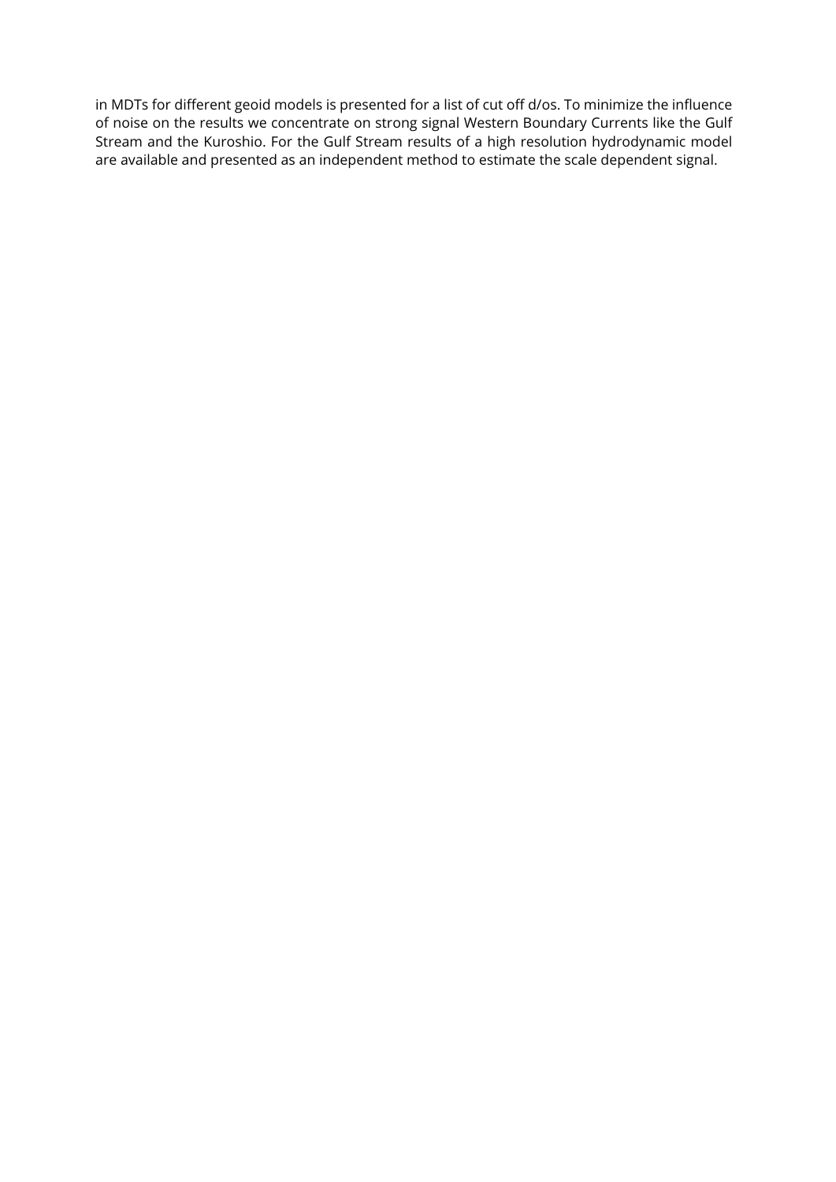in MDTs for different geoid models is presented for a list of cut off d/os. To minimize the influence of noise on the results we concentrate on strong signal Western Boundary Currents like the Gulf Stream and the Kuroshio. For the Gulf Stream results of a high resolution hydrodynamic model are available and presented as an independent method to estimate the scale dependent signal.